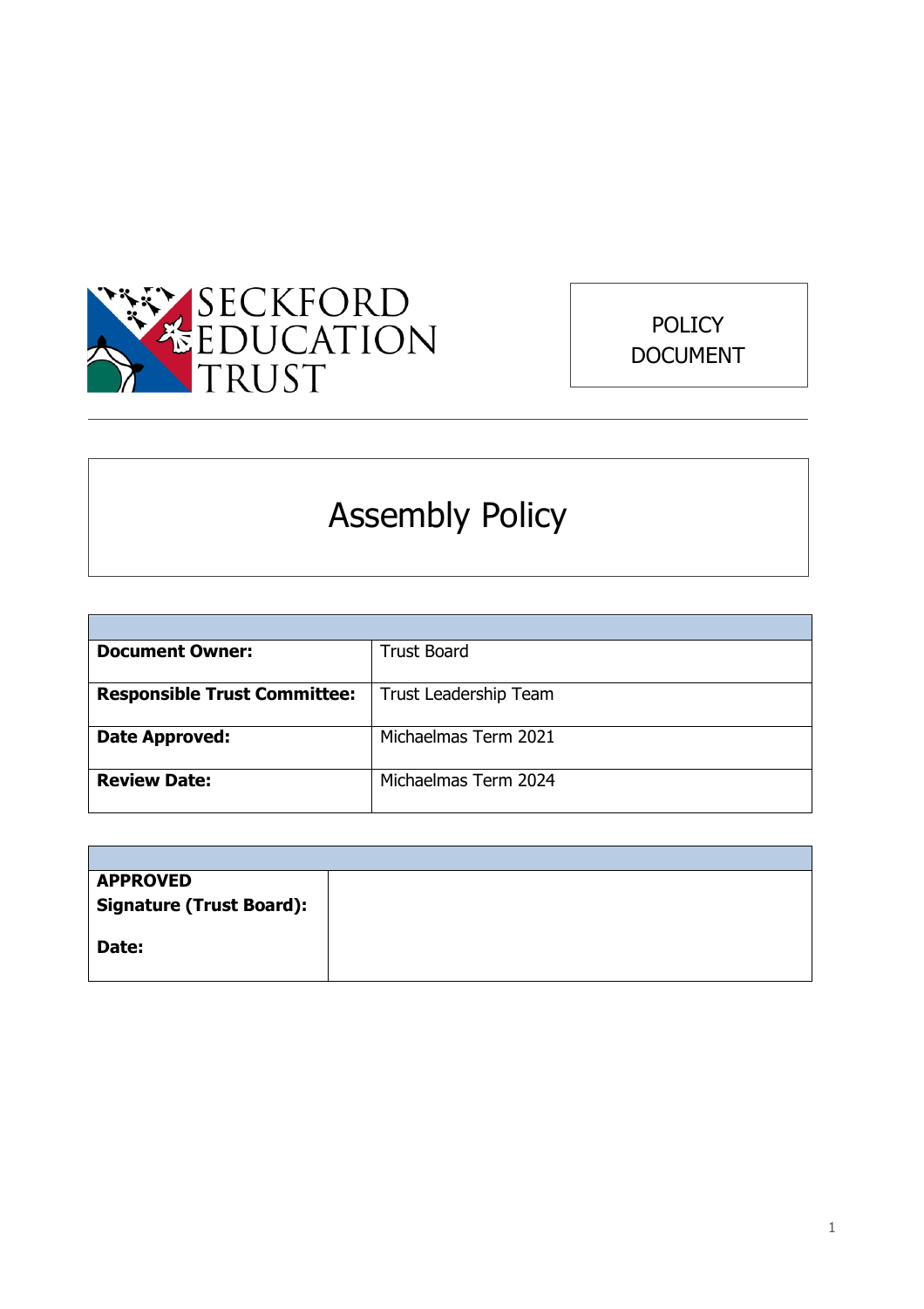SECKFORD EDUCATION TRUST

POLICY DOCUMENT

# Assembly Policy

| | |
|---|---|
| **Document Owner:** | Trust Board |
| **Responsible Trust Committee:** | Trust Leadership Team |
| **Date Approved:** | Michaelmas Term 2021 |
| **Review Date:** | Michaelmas Term 2024 |

| | |
|---|---|
| **APPROVED**<br>**Signature (Trust Board):**<br><br>**Date:** | |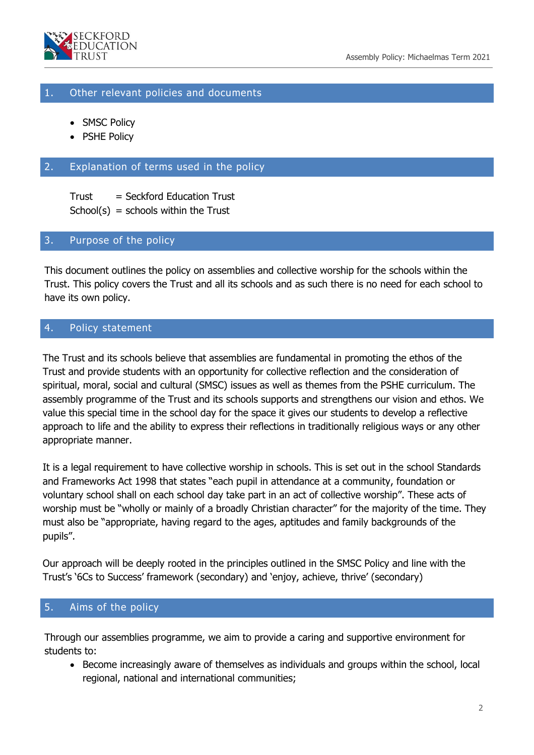## 1. Other relevant policies and documents

- SMSC Policy
- PSHE Policy

## 2. Explanation of terms used in the policy

Trust = Seckford Education Trust
School(s) = schools within the Trust

## 3. Purpose of the policy

This document outlines the policy on assemblies and collective worship for the schools within the Trust. This policy covers the Trust and all its schools and as such there is no need for each school to have its own policy.

## 4. Policy statement

The Trust and its schools believe that assemblies are fundamental in promoting the ethos of the Trust and provide students with an opportunity for collective reflection and the consideration of spiritual, moral, social and cultural (SMSC) issues as well as themes from the PSHE curriculum. The assembly programme of the Trust and its schools supports and strengthens our vision and ethos. We value this special time in the school day for the space it gives our students to develop a reflective approach to life and the ability to express their reflections in traditionally religious ways or any other appropriate manner.

It is a legal requirement to have collective worship in schools. This is set out in the school Standards and Frameworks Act 1998 that states "each pupil in attendance at a community, foundation or voluntary school shall on each school day take part in an act of collective worship". These acts of worship must be "wholly or mainly of a broadly Christian character" for the majority of the time. They must also be "appropriate, having regard to the ages, aptitudes and family backgrounds of the pupils".

Our approach will be deeply rooted in the principles outlined in the SMSC Policy and line with the Trust's '6Cs to Success' framework (secondary) and 'enjoy, achieve, thrive' (secondary)

## 5. Aims of the policy

Through our assemblies programme, we aim to provide a caring and supportive environment for students to:

- Become increasingly aware of themselves as individuals and groups within the school, local regional, national and international communities;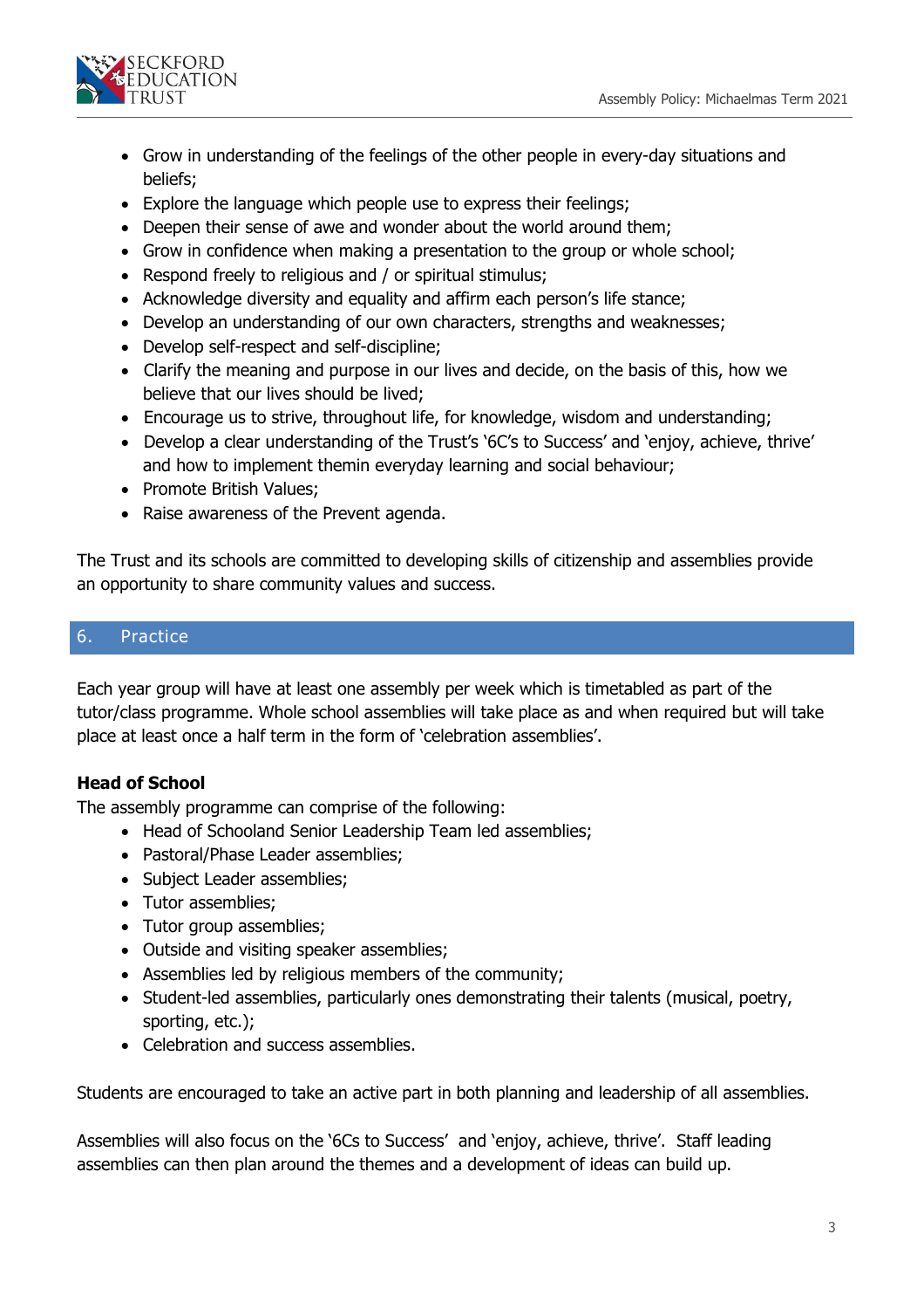- Grow in understanding of the feelings of the other people in every-day situations and beliefs;
- Explore the language which people use to express their feelings;
- Deepen their sense of awe and wonder about the world around them;
- Grow in confidence when making a presentation to the group or whole school;
- Respond freely to religious and / or spiritual stimulus;
- Acknowledge diversity and equality and affirm each person's life stance;
- Develop an understanding of our own characters, strengths and weaknesses;
- Develop self-respect and self-discipline;
- Clarify the meaning and purpose in our lives and decide, on the basis of this, how we believe that our lives should be lived;
- Encourage us to strive, throughout life, for knowledge, wisdom and understanding;
- Develop a clear understanding of the Trust's '6C's to Success' and 'enjoy, achieve, thrive' and how to implement themin everyday learning and social behaviour;
- Promote British Values;
- Raise awareness of the Prevent agenda.

The Trust and its schools are committed to developing skills of citizenship and assemblies provide an opportunity to share community values and success.

## 6. Practice

Each year group will have at least one assembly per week which is timetabled as part of the tutor/class programme. Whole school assemblies will take place as and when required but will take place at least once a half term in the form of 'celebration assemblies'.

**Head of School**

The assembly programme can comprise of the following:

- Head of Schooland Senior Leadership Team led assemblies;
- Pastoral/Phase Leader assemblies;
- Subject Leader assemblies;
- Tutor assemblies;
- Tutor group assemblies;
- Outside and visiting speaker assemblies;
- Assemblies led by religious members of the community;
- Student-led assemblies, particularly ones demonstrating their talents (musical, poetry, sporting, etc.);
- Celebration and success assemblies.

Students are encouraged to take an active part in both planning and leadership of all assemblies.

Assemblies will also focus on the '6Cs to Success' and 'enjoy, achieve, thrive'. Staff leading assemblies can then plan around the themes and a development of ideas can build up.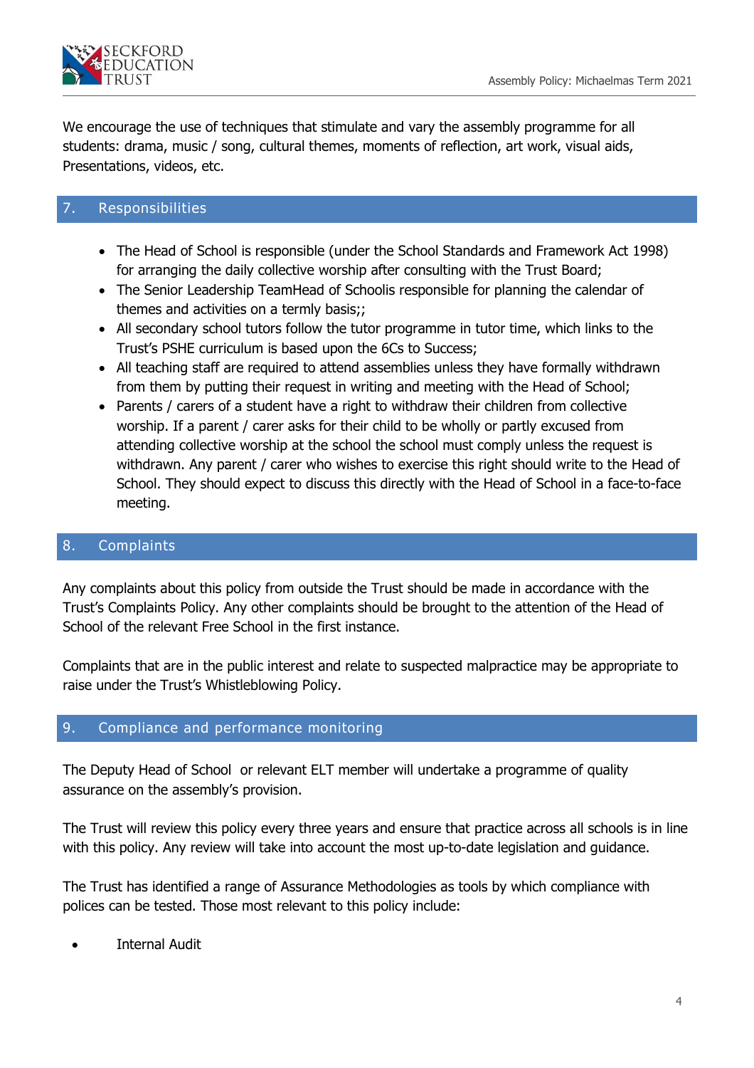We encourage the use of techniques that stimulate and vary the assembly programme for all students: drama, music / song, cultural themes, moments of reflection, art work, visual aids, Presentations, videos, etc.

## 7. Responsibilities

- The Head of School is responsible (under the School Standards and Framework Act 1998) for arranging the daily collective worship after consulting with the Trust Board;
- The Senior Leadership TeamHead of Schoolis responsible for planning the calendar of themes and activities on a termly basis;;
- All secondary school tutors follow the tutor programme in tutor time, which links to the Trust's PSHE curriculum is based upon the 6Cs to Success;
- All teaching staff are required to attend assemblies unless they have formally withdrawn from them by putting their request in writing and meeting with the Head of School;
- Parents / carers of a student have a right to withdraw their children from collective worship. If a parent / carer asks for their child to be wholly or partly excused from attending collective worship at the school the school must comply unless the request is withdrawn. Any parent / carer who wishes to exercise this right should write to the Head of School. They should expect to discuss this directly with the Head of School in a face-to-face meeting.

## 8. Complaints

Any complaints about this policy from outside the Trust should be made in accordance with the Trust's Complaints Policy. Any other complaints should be brought to the attention of the Head of School of the relevant Free School in the first instance.

Complaints that are in the public interest and relate to suspected malpractice may be appropriate to raise under the Trust's Whistleblowing Policy.

## 9. Compliance and performance monitoring

The Deputy Head of School or relevant ELT member will undertake a programme of quality assurance on the assembly's provision.

The Trust will review this policy every three years and ensure that practice across all schools is in line with this policy. Any review will take into account the most up-to-date legislation and guidance.

The Trust has identified a range of Assurance Methodologies as tools by which compliance with polices can be tested. Those most relevant to this policy include:

- Internal Audit